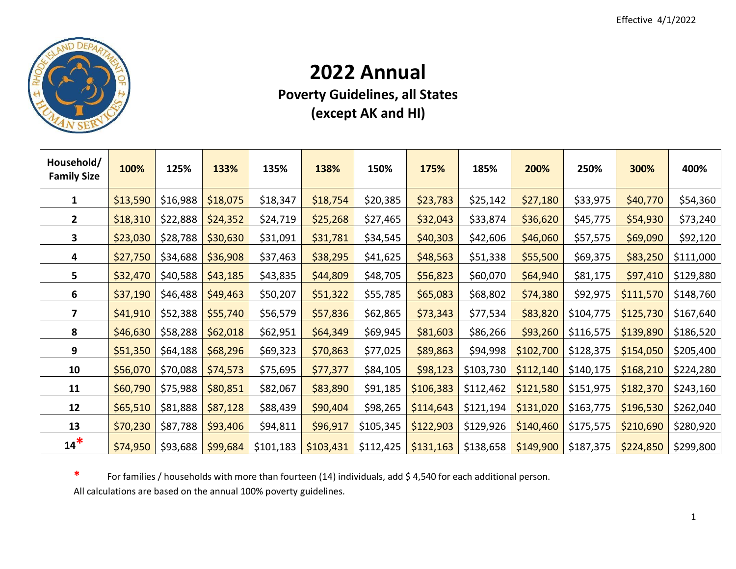Effective 4/1/2022

# 2022 Annual

## Poverty Guidelines, all States (except AK and HI)

| Household/ Family Size | 100% | 125% | 133% | 135% | 138% | 150% | 175% | 185% | 200% | 250% | 300% | 400% |
|---|---|---|---|---|---|---|---|---|---|---|---|---|
| 1 | $13,590 | $16,988 | $18,075 | $18,347 | $18,754 | $20,385 | $23,783 | $25,142 | $27,180 | $33,975 | $40,770 | $54,360 |
| 2 | $18,310 | $22,888 | $24,352 | $24,719 | $25,268 | $27,465 | $32,043 | $33,874 | $36,620 | $45,775 | $54,930 | $73,240 |
| 3 | $23,030 | $28,788 | $30,630 | $31,091 | $31,781 | $34,545 | $40,303 | $42,606 | $46,060 | $57,575 | $69,090 | $92,120 |
| 4 | $27,750 | $34,688 | $36,908 | $37,463 | $38,295 | $41,625 | $48,563 | $51,338 | $55,500 | $69,375 | $83,250 | $111,000 |
| 5 | $32,470 | $40,588 | $43,185 | $43,835 | $44,809 | $48,705 | $56,823 | $60,070 | $64,940 | $81,175 | $97,410 | $129,880 |
| 6 | $37,190 | $46,488 | $49,463 | $50,207 | $51,322 | $55,785 | $65,083 | $68,802 | $74,380 | $92,975 | $111,570 | $148,760 |
| 7 | $41,910 | $52,388 | $55,740 | $56,579 | $57,836 | $62,865 | $73,343 | $77,534 | $83,820 | $104,775 | $125,730 | $167,640 |
| 8 | $46,630 | $58,288 | $62,018 | $62,951 | $64,349 | $69,945 | $81,603 | $86,266 | $93,260 | $116,575 | $139,890 | $186,520 |
| 9 | $51,350 | $64,188 | $68,296 | $69,323 | $70,863 | $77,025 | $89,863 | $94,998 | $102,700 | $128,375 | $154,050 | $205,400 |
| 10 | $56,070 | $70,088 | $74,573 | $75,695 | $77,377 | $84,105 | $98,123 | $103,730 | $112,140 | $140,175 | $168,210 | $224,280 |
| 11 | $60,790 | $75,988 | $80,851 | $82,067 | $83,890 | $91,185 | $106,383 | $112,462 | $121,580 | $151,975 | $182,370 | $243,160 |
| 12 | $65,510 | $81,888 | $87,128 | $88,439 | $90,404 | $98,265 | $114,643 | $121,194 | $131,020 | $163,775 | $196,530 | $262,040 |
| 13 | $70,230 | $87,788 | $93,406 | $94,811 | $96,917 | $105,345 | $122,903 | $129,926 | $140,460 | $175,575 | $210,690 | $280,920 |
| 14* | $74,950 | $93,688 | $99,684 | $101,183 | $103,431 | $112,425 | $131,163 | $138,658 | $149,900 | $187,375 | $224,850 | $299,800 |

\* For families / households with more than fourteen (14) individuals, add $ 4,540 for each additional person.

All calculations are based on the annual 100% poverty guidelines.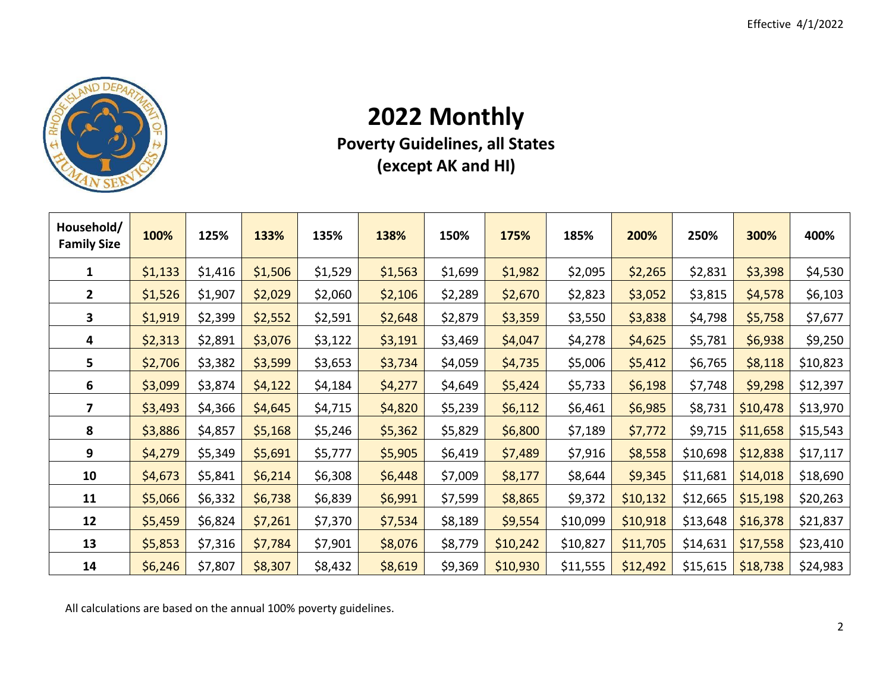Effective 4/1/2022

# 2022 Monthly

## Poverty Guidelines, all States (except AK and HI)

| Household/ Family Size | 100% | 125% | 133% | 135% | 138% | 150% | 175% | 185% | 200% | 250% | 300% | 400% |
|---|---|---|---|---|---|---|---|---|---|---|---|---|
| 1 | $1,133 | $1,416 | $1,506 | $1,529 | $1,563 | $1,699 | $1,982 | $2,095 | $2,265 | $2,831 | $3,398 | $4,530 |
| 2 | $1,526 | $1,907 | $2,029 | $2,060 | $2,106 | $2,289 | $2,670 | $2,823 | $3,052 | $3,815 | $4,578 | $6,103 |
| 3 | $1,919 | $2,399 | $2,552 | $2,591 | $2,648 | $2,879 | $3,359 | $3,550 | $3,838 | $4,798 | $5,758 | $7,677 |
| 4 | $2,313 | $2,891 | $3,076 | $3,122 | $3,191 | $3,469 | $4,047 | $4,278 | $4,625 | $5,781 | $6,938 | $9,250 |
| 5 | $2,706 | $3,382 | $3,599 | $3,653 | $3,734 | $4,059 | $4,735 | $5,006 | $5,412 | $6,765 | $8,118 | $10,823 |
| 6 | $3,099 | $3,874 | $4,122 | $4,184 | $4,277 | $4,649 | $5,424 | $5,733 | $6,198 | $7,748 | $9,298 | $12,397 |
| 7 | $3,493 | $4,366 | $4,645 | $4,715 | $4,820 | $5,239 | $6,112 | $6,461 | $6,985 | $8,731 | $10,478 | $13,970 |
| 8 | $3,886 | $4,857 | $5,168 | $5,246 | $5,362 | $5,829 | $6,800 | $7,189 | $7,772 | $9,715 | $11,658 | $15,543 |
| 9 | $4,279 | $5,349 | $5,691 | $5,777 | $5,905 | $6,419 | $7,489 | $7,916 | $8,558 | $10,698 | $12,838 | $17,117 |
| 10 | $4,673 | $5,841 | $6,214 | $6,308 | $6,448 | $7,009 | $8,177 | $8,644 | $9,345 | $11,681 | $14,018 | $18,690 |
| 11 | $5,066 | $6,332 | $6,738 | $6,839 | $6,991 | $7,599 | $8,865 | $9,372 | $10,132 | $12,665 | $15,198 | $20,263 |
| 12 | $5,459 | $6,824 | $7,261 | $7,370 | $7,534 | $8,189 | $9,554 | $10,099 | $10,918 | $13,648 | $16,378 | $21,837 |
| 13 | $5,853 | $7,316 | $7,784 | $7,901 | $8,076 | $8,779 | $10,242 | $10,827 | $11,705 | $14,631 | $17,558 | $23,410 |
| 14 | $6,246 | $7,807 | $8,307 | $8,432 | $8,619 | $9,369 | $10,930 | $11,555 | $12,492 | $15,615 | $18,738 | $24,983 |

All calculations are based on the annual 100% poverty guidelines.